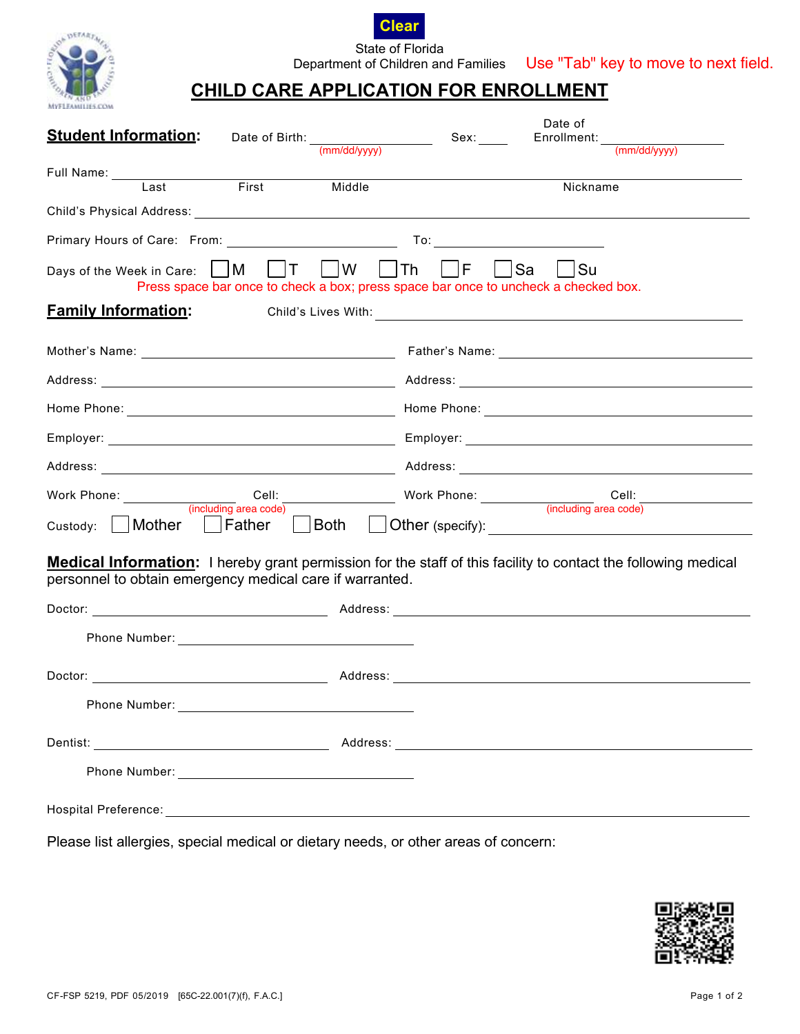Clear

State of Florida
Department of Children and Families

Use "Tab" key to move to next field.

# CHILD CARE APPLICATION FOR ENROLLMENT

## Student Information:

Date of Birth: ____________ (mm/dd/yyyy)  Sex: ____  Date of Enrollment: ____________ (mm/dd/yyyy)

Full Name: ______________________________________________
Last  First  Middle  Nickname

Child's Physical Address: ______________________________________________

Primary Hours of Care: From: ____________  To: ____________

Days of the Week in Care: ☐ M ☐ T ☐ W ☐ Th ☐ F ☐ Sa ☐ Su

Press space bar once to check a box; press space bar once to uncheck a checked box.

## Family Information:

Child's Lives With: ______________________________________________

Mother's Name: ____________________  Father's Name: ____________________

Address: ____________________  Address: ____________________

Home Phone: ____________________  Home Phone: ____________________

Employer: ____________________  Employer: ____________________

Address: ____________________  Address: ____________________

Work Phone: __________ Cell: __________ (including area code)  Work Phone: __________ Cell: __________ (including area code)

Custody: ☐ Mother ☐ Father ☐ Both ☐ Other (specify): ____________________

## Medical Information:

I hereby grant permission for the staff of this facility to contact the following medical personnel to obtain emergency medical care if warranted.

Doctor: ____________________  Address: ____________________

Phone Number: ____________________

Doctor: ____________________  Address: ____________________

Phone Number: ____________________

Dentist: ____________________  Address: ____________________

Phone Number: ____________________

Hospital Preference: ______________________________________________

Please list allergies, special medical or dietary needs, or other areas of concern:

CF-FSP 5219, PDF 05/2019  [65C-22.001(7)(f), F.A.C.]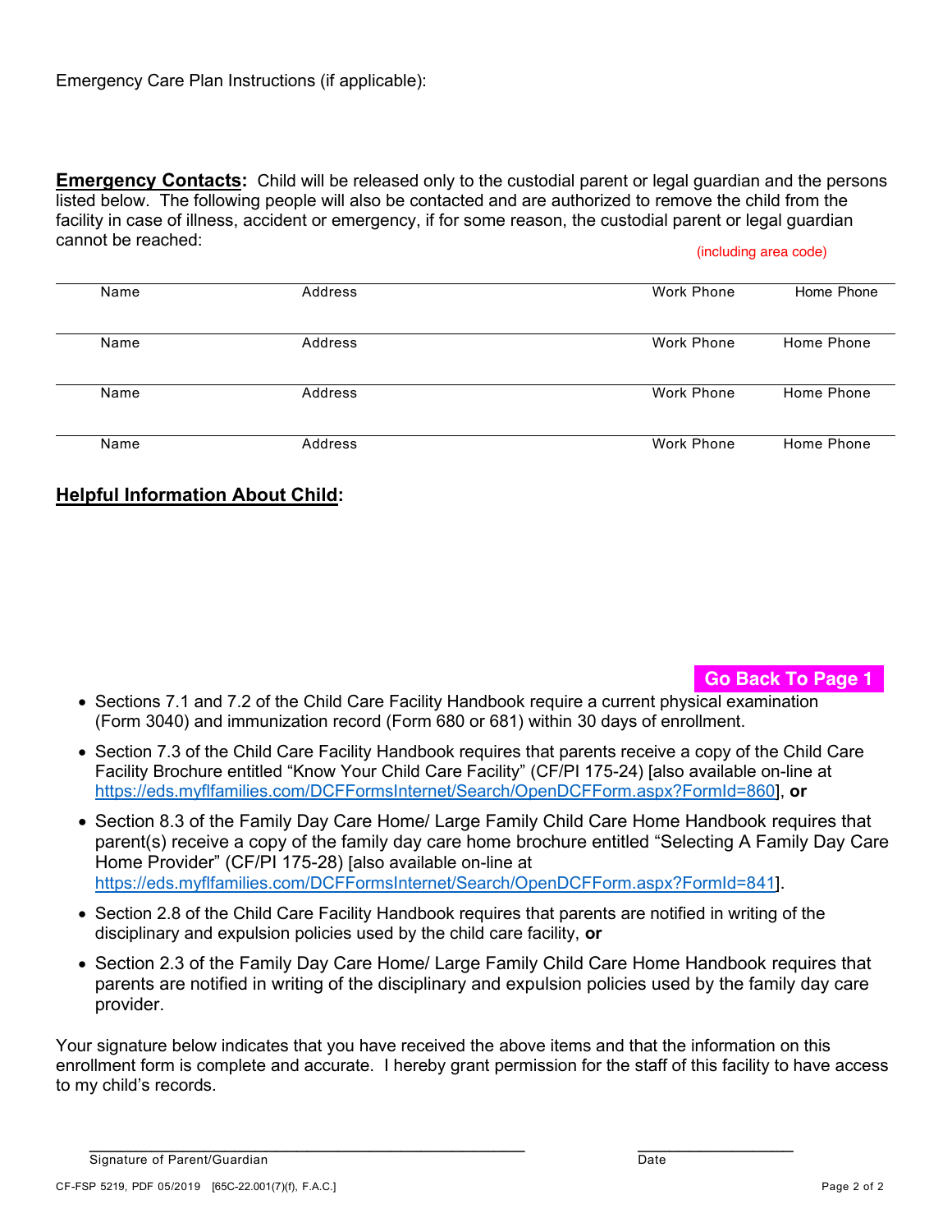Emergency Care Plan Instructions (if applicable):

**Emergency Contacts:** Child will be released only to the custodial parent or legal guardian and the persons listed below. The following people will also be contacted and are authorized to remove the child from the facility in case of illness, accident or emergency, if for some reason, the custodial parent or legal guardian cannot be reached:

(including area code)

| Name | Address | Work Phone | Home Phone |
|---|---|---|---|
| Name | Address | Work Phone | Home Phone |
| Name | Address | Work Phone | Home Phone |
| Name | Address | Work Phone | Home Phone |

**Helpful Information About Child:**

Go Back To Page 1

- Sections 7.1 and 7.2 of the Child Care Facility Handbook require a current physical examination (Form 3040) and immunization record (Form 680 or 681) within 30 days of enrollment.
- Section 7.3 of the Child Care Facility Handbook requires that parents receive a copy of the Child Care Facility Brochure entitled "Know Your Child Care Facility" (CF/PI 175-24) [also available on-line at https://eds.myflfamilies.com/DCFFormsInternet/Search/OpenDCFForm.aspx?FormId=860], **or**
- Section 8.3 of the Family Day Care Home/ Large Family Child Care Home Handbook requires that parent(s) receive a copy of the family day care home brochure entitled "Selecting A Family Day Care Home Provider" (CF/PI 175-28) [also available on-line at https://eds.myflfamilies.com/DCFFormsInternet/Search/OpenDCFForm.aspx?FormId=841].
- Section 2.8 of the Child Care Facility Handbook requires that parents are notified in writing of the disciplinary and expulsion policies used by the child care facility, **or**
- Section 2.3 of the Family Day Care Home/ Large Family Child Care Home Handbook requires that parents are notified in writing of the disciplinary and expulsion policies used by the family day care provider.

Your signature below indicates that you have received the above items and that the information on this enrollment form is complete and accurate. I hereby grant permission for the staff of this facility to have access to my child's records.

\_\_\_\_\_\_\_\_\_\_\_\_\_\_\_\_\_\_\_\_\_\_\_\_\_\_\_\_\_\_\_\_\_\_\_\_\_\_\_\_\_\_\_\_ \_\_\_\_\_\_\_\_\_\_\_\_\_\_\_\_
Signature of Parent/Guardian Date

CF-FSP 5219, PDF 05/2019 [65C-22.001(7)(f), F.A.C.]